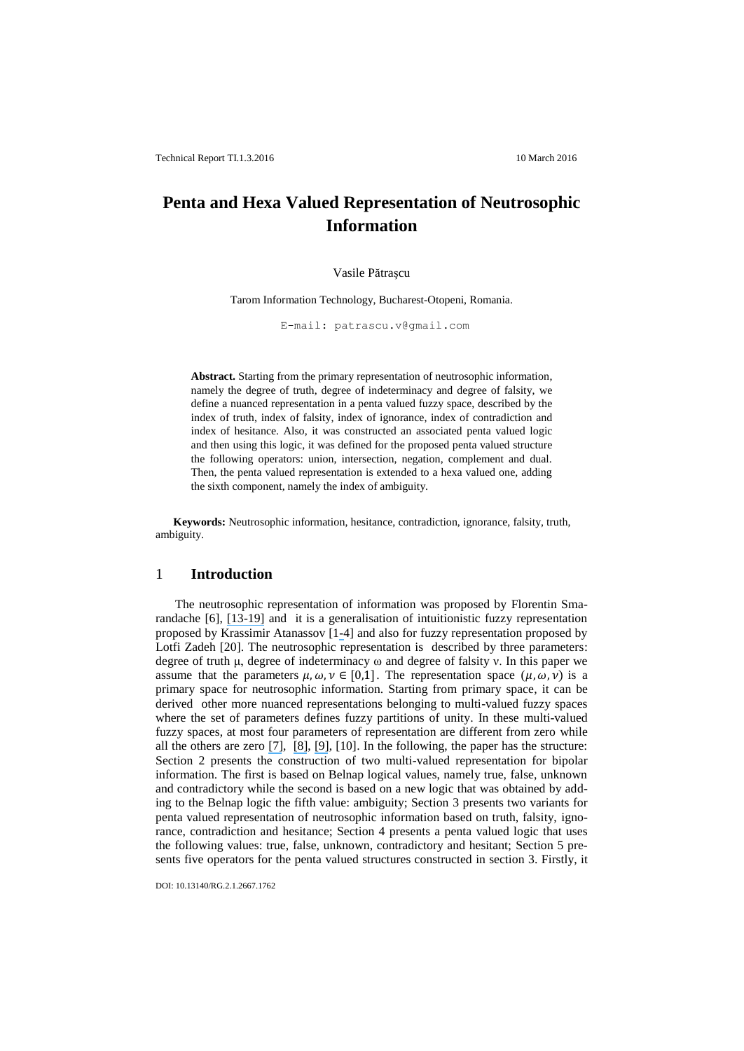Technical Report TI.1.3.2016 10 March 2016

# Penta and Hexa Valued Representation of Neutrosophic Information

Vasile Pătraşcu

Tarom Information Technology, Bucharest-Otopeni, Romania.

E-mail: patrascu.v@gmail.com

**Abstract.** Starting from the primary representation of neutrosophic information, namely the degree of truth, degree of indeterminacy and degree of falsity, we define a nuanced representation in a penta valued fuzzy space, described by the index of truth, index of falsity, index of ignorance, index of contradiction and index of hesitance. Also, it was constructed an associated penta valued logic and then using this logic, it was defined for the proposed penta valued structure the following operators: union, intersection, negation, complement and dual. Then, the penta valued representation is extended to a hexa valued one, adding the sixth component, namely the index of ambiguity.

**Keywords:** Neutrosophic information, hesitance, contradiction, ignorance, falsity, truth, ambiguity.

## 1 Introduction

The neutrosophic representation of information was proposed by Florentin Smarandache [6], [13-19] and it is a generalisation of intuitionistic fuzzy representation proposed by Krassimir Atanassov [1-4] and also for fuzzy representation proposed by Lotfi Zadeh [20]. The neutrosophic representation is described by three parameters: degree of truth μ, degree of indeterminacy ω and degree of falsity ν. In this paper we assume that the parameters $\mu, \omega, \nu \in [0,1]$. The representation space $(\mu, \omega, \nu)$ is a primary space for neutrosophic information. Starting from primary space, it can be derived other more nuanced representations belonging to multi-valued fuzzy spaces where the set of parameters defines fuzzy partitions of unity. In these multi-valued fuzzy spaces, at most four parameters of representation are different from zero while all the others are zero [7], [8], [9], [10]. In the following, the paper has the structure: Section 2 presents the construction of two multi-valued representation for bipolar information. The first is based on Belnap logical values, namely true, false, unknown and contradictory while the second is based on a new logic that was obtained by adding to the Belnap logic the fifth value: ambiguity; Section 3 presents two variants for penta valued representation of neutrosophic information based on truth, falsity, ignorance, contradiction and hesitance; Section 4 presents a penta valued logic that uses the following values: true, false, unknown, contradictory and hesitant; Section 5 presents five operators for the penta valued structures constructed in section 3. Firstly, it

DOI: 10.13140/RG.2.1.2667.1762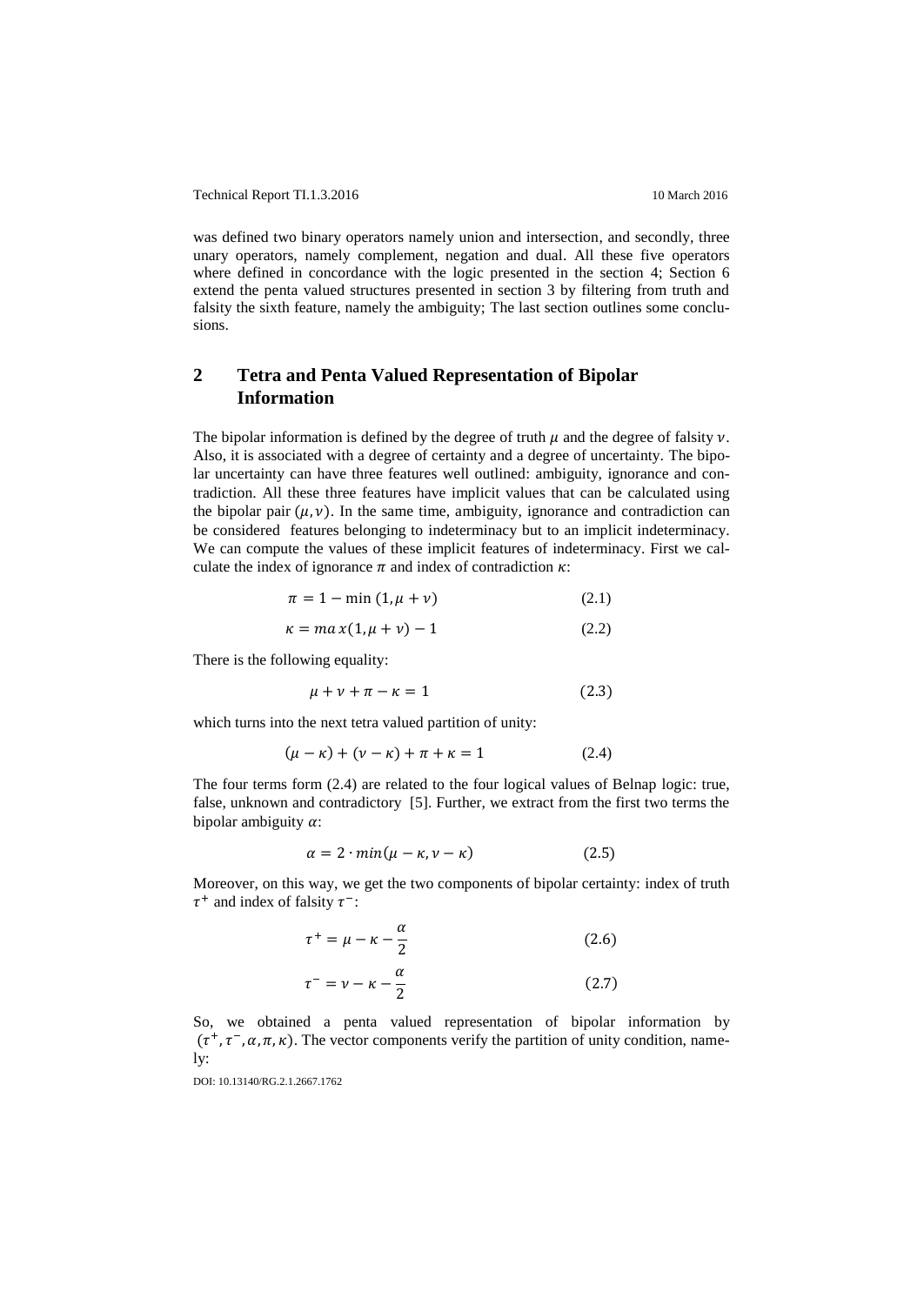was defined two binary operators namely union and intersection, and secondly, three unary operators, namely complement, negation and dual. All these five operators where defined in concordance with the logic presented in the section 4; Section 6 extend the penta valued structures presented in section 3 by filtering from truth and falsity the sixth feature, namely the ambiguity; The last section outlines some conclusions.

## 2 Tetra and Penta Valued Representation of Bipolar Information

The bipolar information is defined by the degree of truth $\mu$ and the degree of falsity $\nu$. Also, it is associated with a degree of certainty and a degree of uncertainty. The bipolar uncertainty can have three features well outlined: ambiguity, ignorance and contradiction. All these three features have implicit values that can be calculated using the bipolar pair $(\mu, \nu)$. In the same time, ambiguity, ignorance and contradiction can be considered features belonging to indeterminacy but to an implicit indeterminacy. We can compute the values of these implicit features of indeterminacy. First we calculate the index of ignorance $\pi$ and index of contradiction $\kappa$:

$$\pi = 1 - \min(1, \mu + \nu) \tag{2.1}$$

$$\kappa = \max(1, \mu + \nu) - 1 \tag{2.2}$$

There is the following equality:

$$\mu + \nu + \pi - \kappa = 1 \tag{2.3}$$

which turns into the next tetra valued partition of unity:

$$(\mu - \kappa) + (\nu - \kappa) + \pi + \kappa = 1 \tag{2.4}$$

The four terms form (2.4) are related to the four logical values of Belnap logic: true, false, unknown and contradictory [5]. Further, we extract from the first two terms the bipolar ambiguity $\alpha$:

$$\alpha = 2 \cdot \min(\mu - \kappa, \nu - \kappa) \tag{2.5}$$

Moreover, on this way, we get the two components of bipolar certainty: index of truth $\tau^+$ and index of falsity $\tau^-$:

$$\tau^+ = \mu - \kappa - \frac{\alpha}{2} \tag{2.6}$$

$$\tau^- = \nu - \kappa - \frac{\alpha}{2} \tag{2.7}$$

So, we obtained a penta valued representation of bipolar information by $(\tau^+, \tau^-, \alpha, \pi, \kappa)$. The vector components verify the partition of unity condition, namely: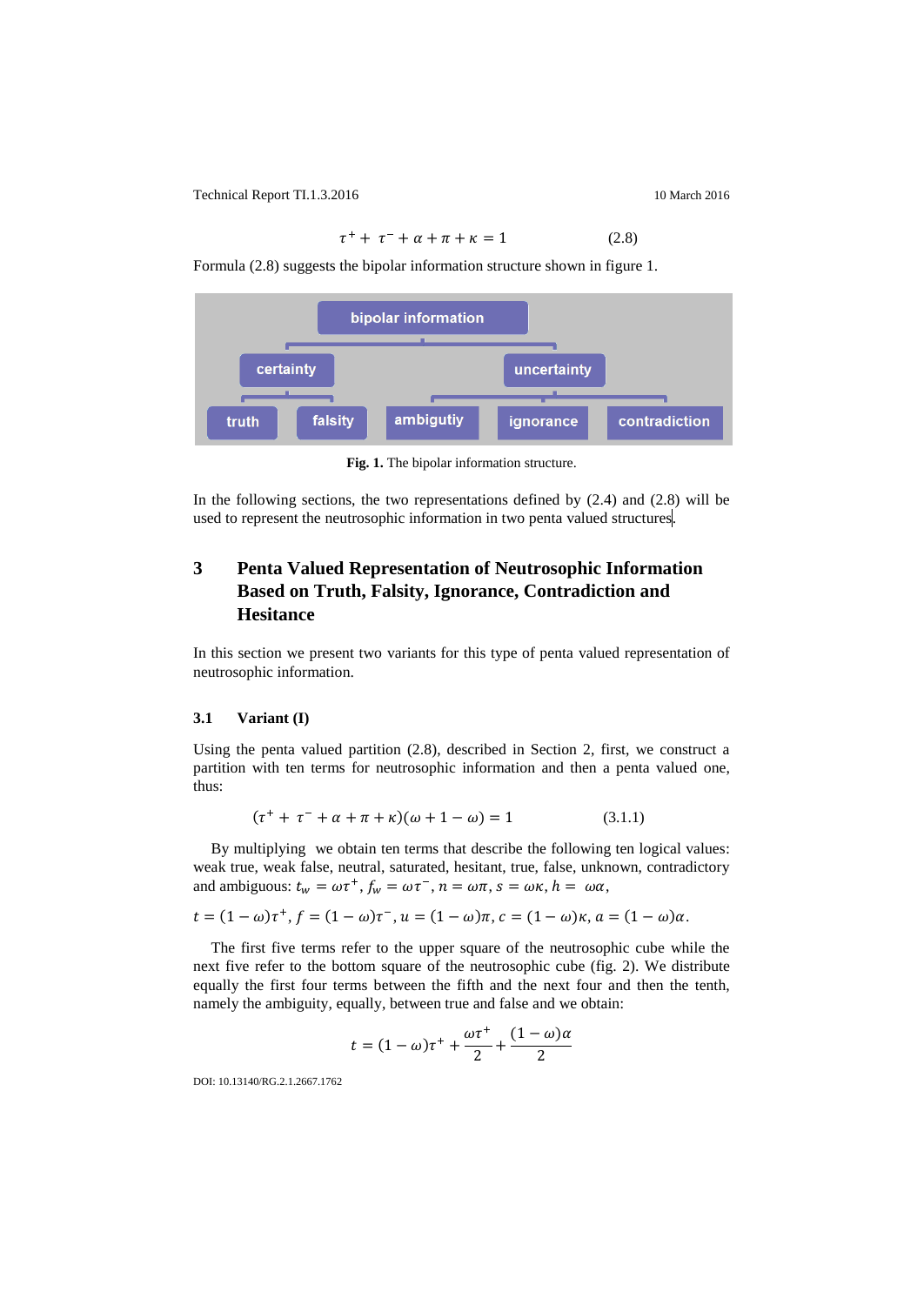$$\tau^{+} + \tau^{-} + \alpha + \pi + \kappa = 1 \tag{2.8}$$

Formula (2.8) suggests the bipolar information structure shown in figure 1.

**Fig. 1.** The bipolar information structure.

In the following sections, the two representations defined by (2.4) and (2.8) will be used to represent the neutrosophic information in two penta valued structures.

## 3 Penta Valued Representation of Neutrosophic Information Based on Truth, Falsity, Ignorance, Contradiction and Hesitance

In this section we present two variants for this type of penta valued representation of neutrosophic information.

### 3.1 Variant (I)

Using the penta valued partition (2.8), described in Section 2, first, we construct a partition with ten terms for neutrosophic information and then a penta valued one, thus:

$$(\tau^{+} + \tau^{-} + \alpha + \pi + \kappa)(\omega + 1 - \omega) = 1 \tag{3.1.1}$$

By multiplying we obtain ten terms that describe the following ten logical values: weak true, weak false, neutral, saturated, hesitant, true, false, unknown, contradictory and ambiguous: $t_w = \omega\tau^{+}$, $f_w = \omega\tau^{-}$, $n = \omega\pi$, $s = \omega\kappa$, $h = \omega\alpha$,

$t = (1-\omega)\tau^{+}$, $f = (1-\omega)\tau^{-}$, $u = (1-\omega)\pi$, $c = (1-\omega)\kappa$, $a = (1-\omega)\alpha$.

The first five terms refer to the upper square of the neutrosophic cube while the next five refer to the bottom square of the neutrosophic cube (fig. 2). We distribute equally the first four terms between the fifth and the next four and then the tenth, namely the ambiguity, equally, between true and false and we obtain:

$$t = (1-\omega)\tau^{+} + \frac{\omega\tau^{+}}{2} + \frac{(1-\omega)\alpha}{2}$$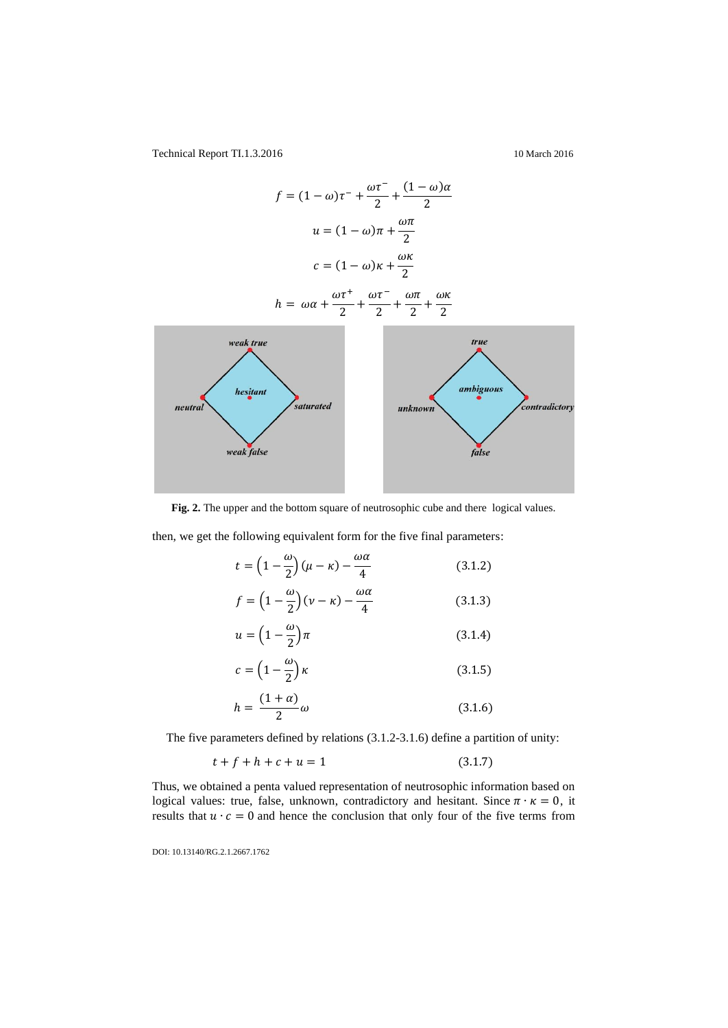$$f = (1-\omega)\tau^- + \frac{\omega\tau^-}{2} + \frac{(1-\omega)\alpha}{2}$$

$$u = (1-\omega)\pi + \frac{\omega\pi}{2}$$

$$c = (1-\omega)\kappa + \frac{\omega\kappa}{2}$$

$$h = \omega\alpha + \frac{\omega\tau^+}{2} + \frac{\omega\tau^-}{2} + \frac{\omega\pi}{2} + \frac{\omega\kappa}{2}$$

**Fig. 2.** The upper and the bottom square of neutrosophic cube and there logical values.

then, we get the following equivalent form for the five final parameters:

$$t = \left(1 - \frac{\omega}{2}\right)(\mu - \kappa) - \frac{\omega\alpha}{4} \quad (3.1.2)$$

$$f = \left(1 - \frac{\omega}{2}\right)(\nu - \kappa) - \frac{\omega\alpha}{4} \quad (3.1.3)$$

$$u = \left(1 - \frac{\omega}{2}\right)\pi \quad (3.1.4)$$

$$c = \left(1 - \frac{\omega}{2}\right)\kappa \quad (3.1.5)$$

$$h = \frac{(1+\alpha)}{2}\omega \quad (3.1.6)$$

The five parameters defined by relations (3.1.2-3.1.6) define a partition of unity:

$$t + f + h + c + u = 1 \quad (3.1.7)$$

Thus, we obtained a penta valued representation of neutrosophic information based on logical values: true, false, unknown, contradictory and hesitant. Since $\pi \cdot \kappa = 0$, it results that $u \cdot c = 0$ and hence the conclusion that only four of the five terms from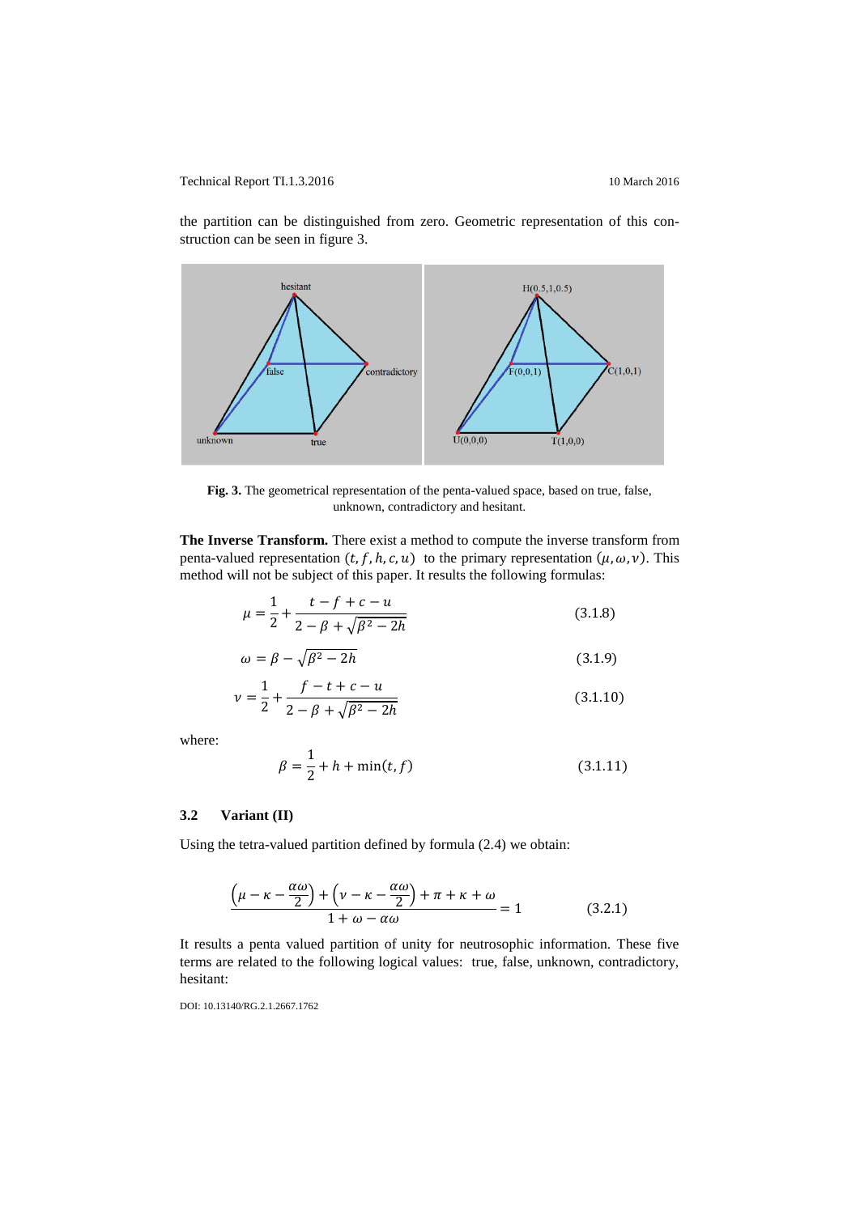the partition can be distinguished from zero. Geometric representation of this construction can be seen in figure 3.

**Fig. 3.** The geometrical representation of the penta-valued space, based on true, false, unknown, contradictory and hesitant.

**The Inverse Transform.** There exist a method to compute the inverse transform from penta-valued representation $(t, f, h, c, u)$ to the primary representation $(\mu, \omega, \nu)$. This method will not be subject of this paper. It results the following formulas:

$$\mu = \frac{1}{2} + \frac{t - f + c - u}{2 - \beta + \sqrt{\beta^2 - 2h}} \tag{3.1.8}$$

$$\omega = \beta - \sqrt{\beta^2 - 2h} \tag{3.1.9}$$

$$\nu = \frac{1}{2} + \frac{f - t + c - u}{2 - \beta + \sqrt{\beta^2 - 2h}} \tag{3.1.10}$$

where:

$$\beta = \frac{1}{2} + h + \min(t, f) \tag{3.1.11}$$

### 3.2 Variant (II)

Using the tetra-valued partition defined by formula (2.4) we obtain:

$$\frac{\left(\mu - \kappa - \frac{\alpha\omega}{2}\right) + \left(\nu - \kappa - \frac{\alpha\omega}{2}\right) + \pi + \kappa + \omega}{1 + \omega - \alpha\omega} = 1 \tag{3.2.1}$$

It results a penta valued partition of unity for neutrosophic information. These five terms are related to the following logical values: true, false, unknown, contradictory, hesitant: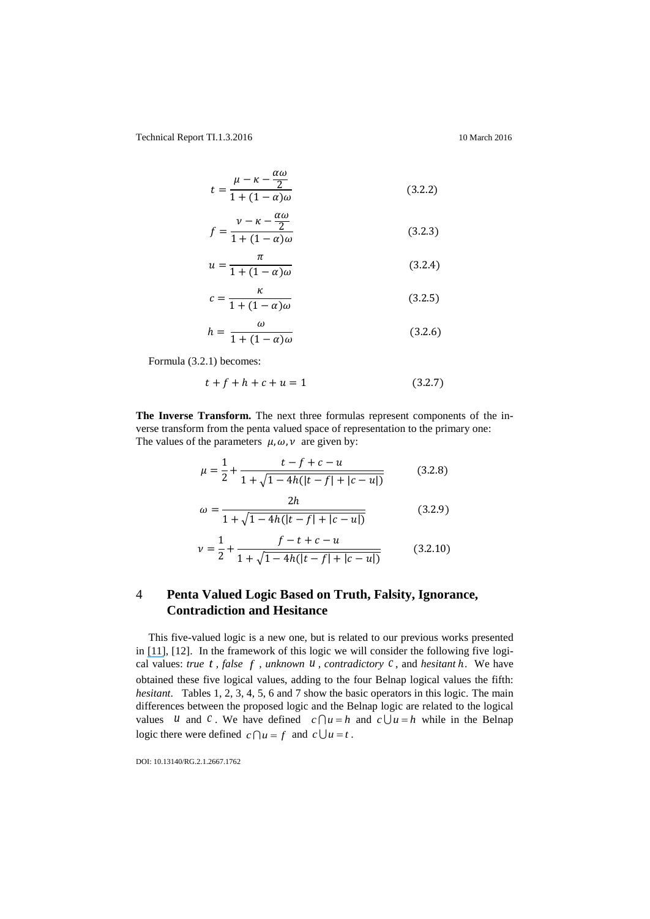$$t = \frac{\mu - \kappa - \frac{\alpha\omega}{2}}{1 + (1-\alpha)\omega} \tag{3.2.2}$$

$$f = \frac{\nu - \kappa - \frac{\alpha\omega}{2}}{1 + (1-\alpha)\omega} \tag{3.2.3}$$

$$u = \frac{\pi}{1 + (1-\alpha)\omega} \tag{3.2.4}$$

$$c = \frac{\kappa}{1 + (1-\alpha)\omega} \tag{3.2.5}$$

$$h = \frac{\omega}{1 + (1-\alpha)\omega} \tag{3.2.6}$$

Formula (3.2.1) becomes:

$$t + f + h + c + u = 1 \tag{3.2.7}$$

**The Inverse Transform.** The next three formulas represent components of the inverse transform from the penta valued space of representation to the primary one: The values of the parameters $\mu, \omega, \nu$ are given by:

$$\mu = \frac{1}{2} + \frac{t - f + c - u}{1 + \sqrt{1 - 4h(|t-f| + |c-u|)}} \tag{3.2.8}$$

$$\omega = \frac{2h}{1 + \sqrt{1 - 4h(|t-f| + |c-u|)}} \tag{3.2.9}$$

$$\nu = \frac{1}{2} + \frac{f - t + c - u}{1 + \sqrt{1 - 4h(|t-f| + |c-u|)}} \tag{3.2.10}$$

## 4 Penta Valued Logic Based on Truth, Falsity, Ignorance, Contradiction and Hesitance

This five-valued logic is a new one, but is related to our previous works presented in [11], [12]. In the framework of this logic we will consider the following five logical values: *true* $t$, *false* $f$, *unknown* $u$, *contradictory* $c$, and *hesitant* $h$. We have obtained these five logical values, adding to the four Belnap logical values the fifth: *hesitant*. Tables 1, 2, 3, 4, 5, 6 and 7 show the basic operators in this logic. The main differences between the proposed logic and the Belnap logic are related to the logical values $u$ and $c$. We have defined $c \cap u = h$ and $c \cup u = h$ while in the Belnap logic there were defined $c \cap u = f$ and $c \cup u = t$.

DOI: 10.13140/RG.2.1.2667.1762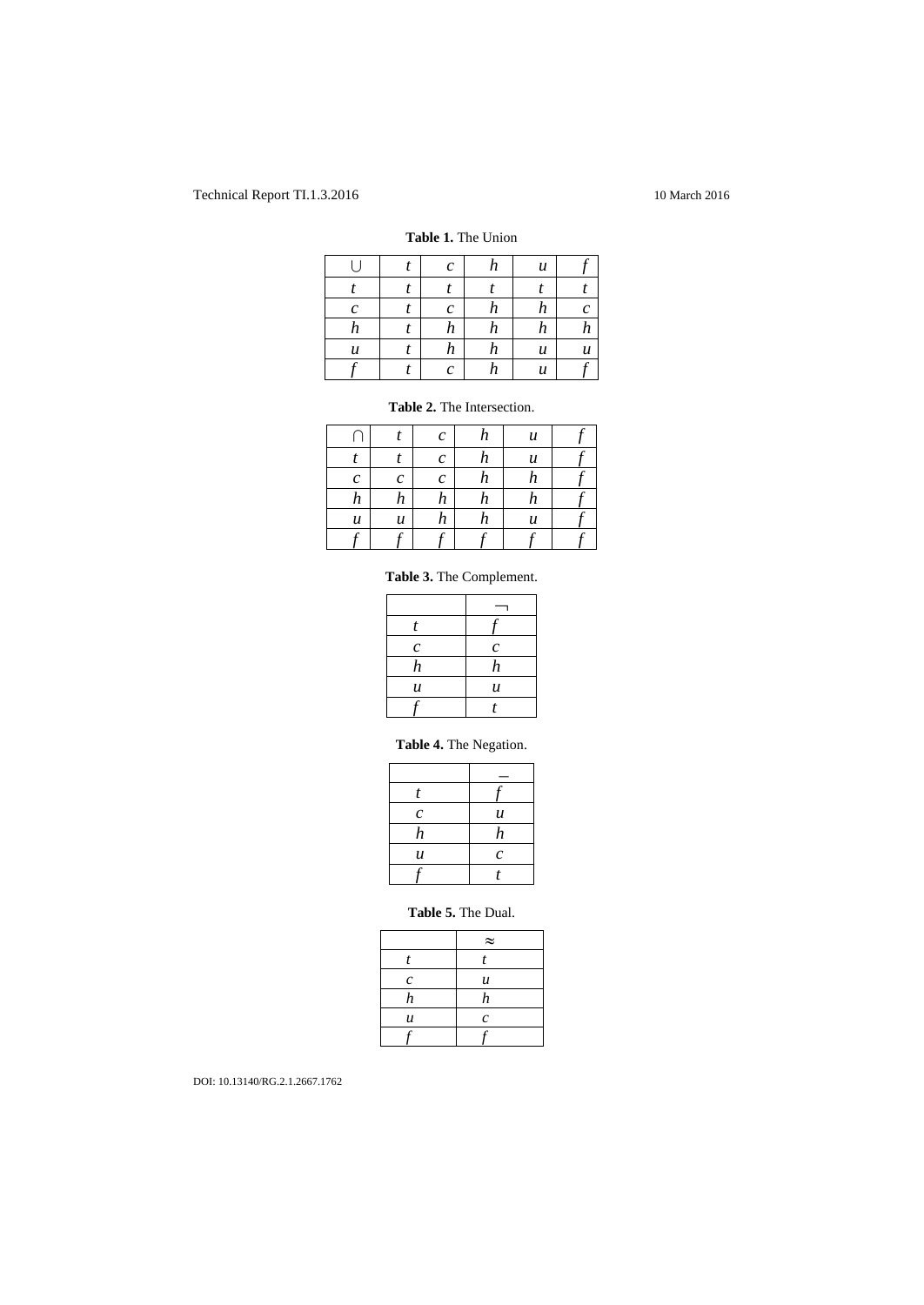**Table 1.** The Union

| $\cup$ | $t$ | $c$ | $h$ | $u$ | $f$ |
|---|---|---|---|---|---|
| $t$ | $t$ | $t$ | $t$ | $t$ | $t$ |
| $c$ | $t$ | $c$ | $h$ | $h$ | $c$ |
| $h$ | $t$ | $h$ | $h$ | $h$ | $h$ |
| $u$ | $t$ | $h$ | $h$ | $u$ | $u$ |
| $f$ | $t$ | $c$ | $h$ | $u$ | $f$ |

**Table 2.** The Intersection.

| $\cap$ | $t$ | $c$ | $h$ | $u$ | $f$ |
|---|---|---|---|---|---|
| $t$ | $t$ | $c$ | $h$ | $u$ | $f$ |
| $c$ | $c$ | $c$ | $h$ | $h$ | $f$ |
| $h$ | $h$ | $h$ | $h$ | $h$ | $f$ |
| $u$ | $u$ | $h$ | $h$ | $u$ | $f$ |
| $f$ | $f$ | $f$ | $f$ | $f$ | $f$ |

**Table 3.** The Complement.

| | $\neg$ |
|---|---|
| $t$ | $f$ |
| $c$ | $c$ |
| $h$ | $h$ |
| $u$ | $u$ |
| $f$ | $t$ |

**Table 4.** The Negation.

| | $-$ |
|---|---|
| $t$ | $f$ |
| $c$ | $u$ |
| $h$ | $h$ |
| $u$ | $c$ |
| $f$ | $t$ |

**Table 5.** The Dual.

| | $\approx$ |
|---|---|
| $t$ | $t$ |
| $c$ | $u$ |
| $h$ | $h$ |
| $u$ | $c$ |
| $f$ | $f$ |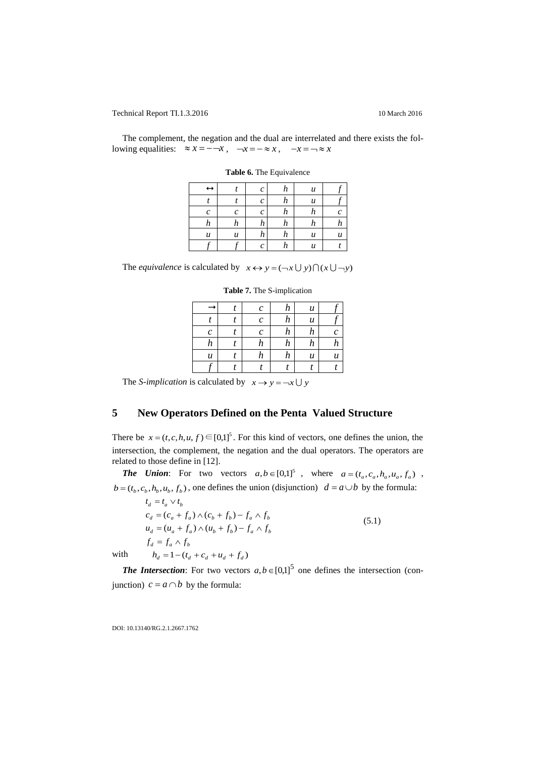The complement, the negation and the dual are interrelated and there exists the following equalities: $\approx x = -\neg x$, $\neg x = -\approx x$, $-x = \neg \approx x$

**Table 6.** The Equivalence

| $\leftrightarrow$ | $t$ | $c$ | $h$ | $u$ | $f$ |
|---|---|---|---|---|---|
| $t$ | $t$ | $c$ | $h$ | $u$ | $f$ |
| $c$ | $c$ | $c$ | $h$ | $h$ | $c$ |
| $h$ | $h$ | $h$ | $h$ | $h$ | $h$ |
| $u$ | $u$ | $h$ | $h$ | $u$ | $u$ |
| $f$ | $f$ | $c$ | $h$ | $u$ | $t$ |

The *equivalence* is calculated by $x \leftrightarrow y = (\neg x \cup y) \cap (x \cup \neg y)$

**Table 7.** The S-implication

| $\rightarrow$ | $t$ | $c$ | $h$ | $u$ | $f$ |
|---|---|---|---|---|---|
| $t$ | $t$ | $c$ | $h$ | $u$ | $f$ |
| $c$ | $t$ | $c$ | $h$ | $h$ | $c$ |
| $h$ | $t$ | $h$ | $h$ | $h$ | $h$ |
| $u$ | $t$ | $h$ | $h$ | $u$ | $u$ |
| $f$ | $t$ | $t$ | $t$ | $t$ | $t$ |

The *S-implication* is calculated by $x \rightarrow y = \neg x \cup y$

## 5 New Operators Defined on the Penta Valued Structure

There be $x = (t, c, h, u, f) \in [0,1]^5$. For this kind of vectors, one defines the union, the intersection, the complement, the negation and the dual operators. The operators are related to those define in [12].

***The Union***: For two vectors $a, b \in [0,1]^5$, where $a = (t_a, c_a, h_a, u_a, f_a)$, $b = (t_b, c_b, h_b, u_b, f_b)$, one defines the union (disjunction) $d = a \cup b$ by the formula:

$$
\begin{aligned}
t_d &= t_a \vee t_b \\
c_d &= (c_a + f_a) \wedge (c_b + f_b) - f_a \wedge f_b \\
u_d &= (u_a + f_a) \wedge (u_b + f_b) - f_a \wedge f_b \\
f_d &= f_a \wedge f_b
\end{aligned}
\tag{5.1}
$$

with $h_d = 1 - (t_d + c_d + u_d + f_d)$

***The Intersection***: For two vectors $a, b \in [0,1]^5$ one defines the intersection (conjunction) $c = a \cap b$ by the formula: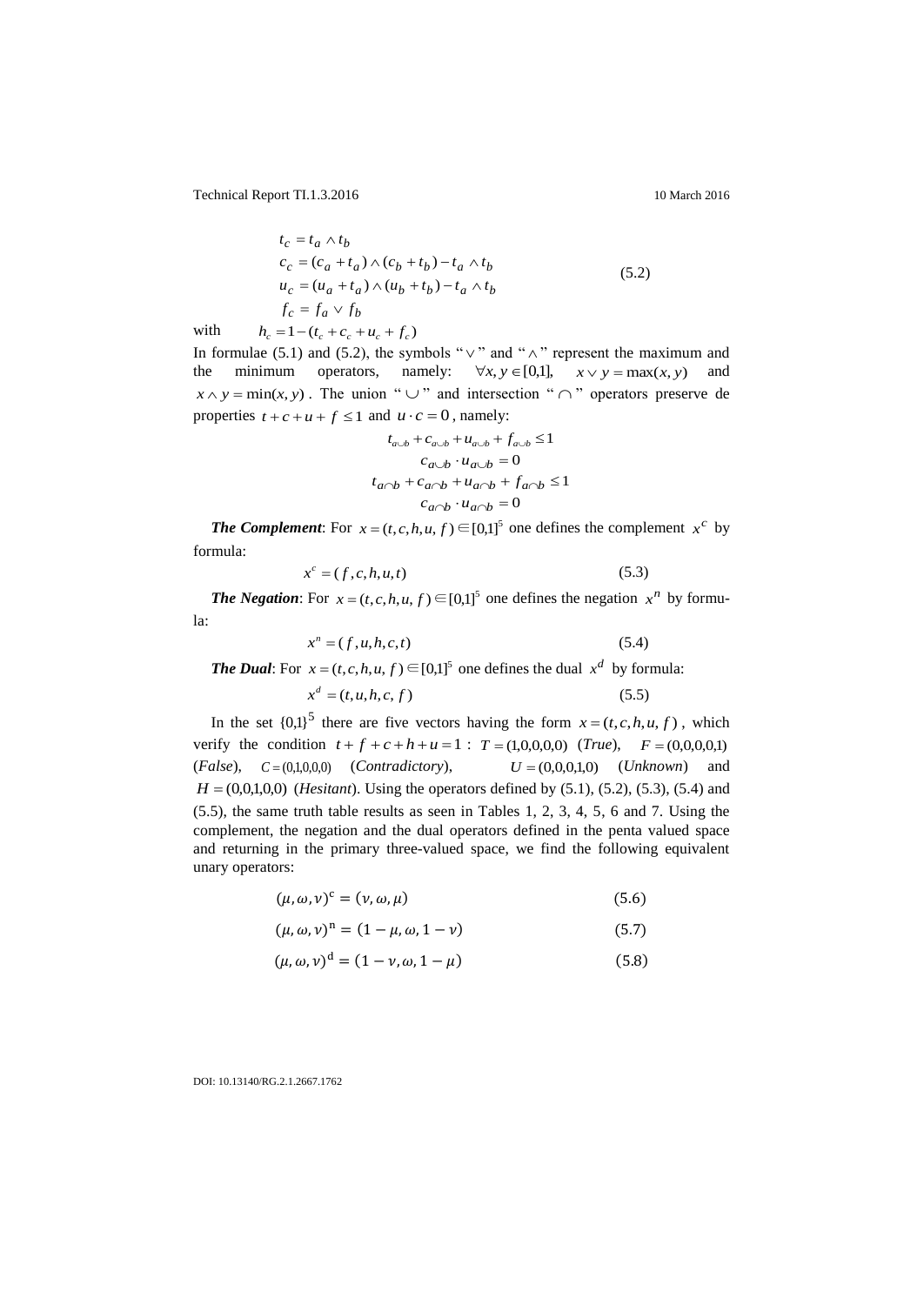$$
\begin{aligned}
t_c &= t_a \wedge t_b \\
c_c &= (c_a + t_a) \wedge (c_b + t_b) - t_a \wedge t_b \\
u_c &= (u_a + t_a) \wedge (u_b + t_b) - t_a \wedge t_b \\
f_c &= f_a \vee f_b
\end{aligned}
\tag{5.2}
$$

with $h_c = 1 - (t_c + c_c + u_c + f_c)$

In formulae (5.1) and (5.2), the symbols "$\vee$" and "$\wedge$" represent the maximum and the minimum operators, namely: $\forall x, y \in [0,1]$, $x \vee y = \max(x, y)$ and $x \wedge y = \min(x, y)$. The union "$\cup$" and intersection "$\cap$" operators preserve de properties $t + c + u + f \leq 1$ and $u \cdot c = 0$, namely:

$$
\begin{gathered}
t_{a \cup b} + c_{a \cup b} + u_{a \cup b} + f_{a \cup b} \leq 1 \\
c_{a \cup b} \cdot u_{a \cup b} = 0 \\
t_{a \cap b} + c_{a \cap b} + u_{a \cap b} + f_{a \cap b} \leq 1 \\
c_{a \cap b} \cdot u_{a \cap b} = 0
\end{gathered}
$$

***The Complement***: For $x = (t, c, h, u, f) \in [0,1]^5$ one defines the complement $x^c$ by formula:

$$x^c = (f, c, h, u, t) \tag{5.3}$$

***The Negation***: For $x = (t, c, h, u, f) \in [0,1]^5$ one defines the negation $x^n$ by formula:

$$x^n = (f, u, h, c, t) \tag{5.4}$$

***The Dual***: For $x = (t, c, h, u, f) \in [0,1]^5$ one defines the dual $x^d$ by formula:

$$x^d = (t, u, h, c, f) \tag{5.5}$$

In the set $\{0,1\}^5$ there are five vectors having the form $x = (t, c, h, u, f)$, which verify the condition $t + f + c + h + u = 1$ : $T = (1,0,0,0,0)$ (*True*), $F = (0,0,0,0,1)$ (*False*), $C = (0,1,0,0,0)$ (*Contradictory*), $U = (0,0,0,1,0)$ (*Unknown*) and $H = (0,0,1,0,0)$ (*Hesitant*). Using the operators defined by (5.1), (5.2), (5.3), (5.4) and (5.5), the same truth table results as seen in Tables 1, 2, 3, 4, 5, 6 and 7. Using the complement, the negation and the dual operators defined in the penta valued space and returning in the primary three-valued space, we find the following equivalent unary operators:

$$(\mu, \omega, \nu)^{\mathrm{c}} = (\nu, \omega, \mu) \tag{5.6}$$

$$(\mu, \omega, \nu)^{\mathrm{n}} = (1 - \mu, \omega, 1 - \nu) \tag{5.7}$$

$$(\mu, \omega, \nu)^{\mathrm{d}} = (1 - \nu, \omega, 1 - \mu) \tag{5.8}$$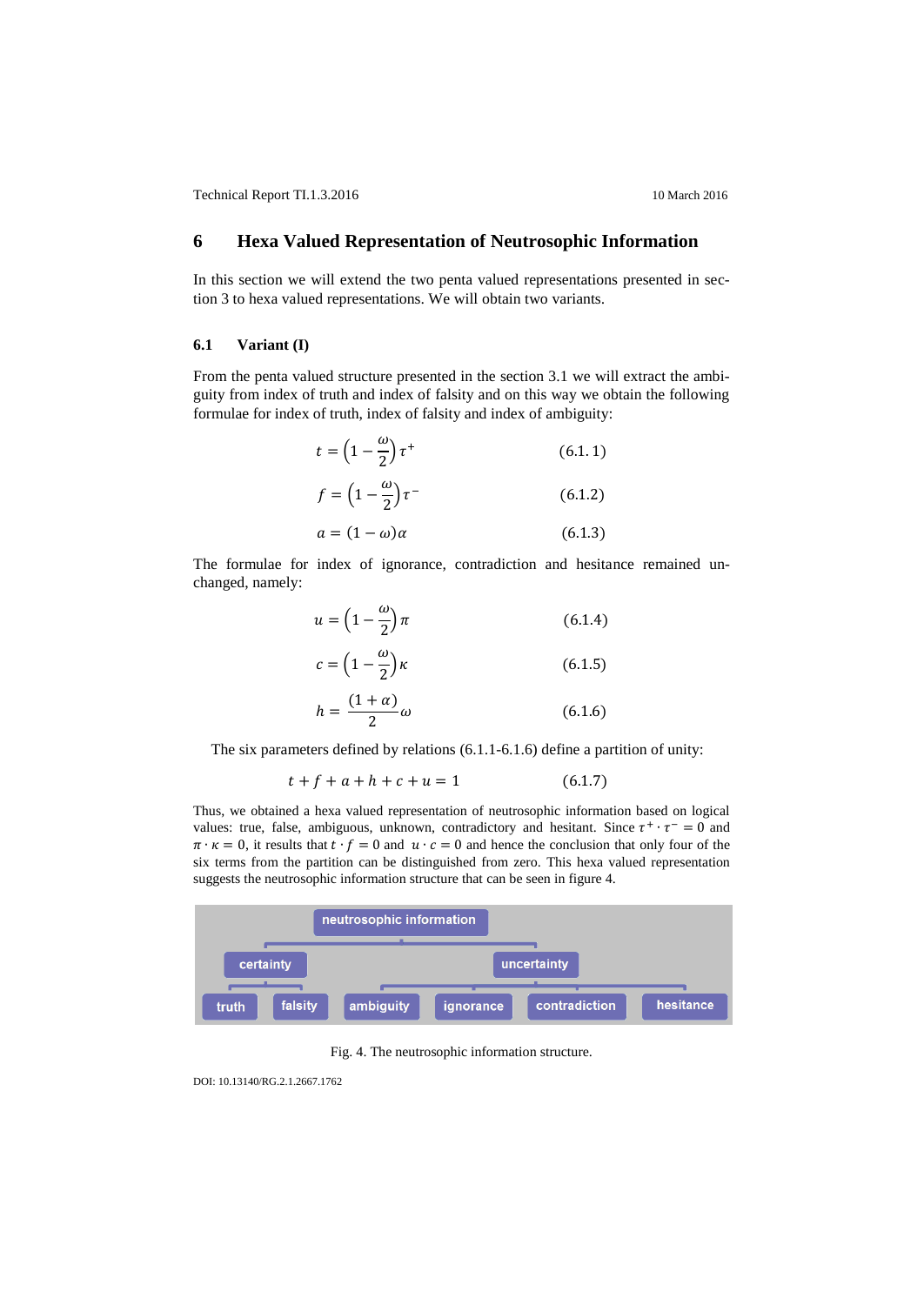## 6 Hexa Valued Representation of Neutrosophic Information

In this section we will extend the two penta valued representations presented in section 3 to hexa valued representations. We will obtain two variants.

### 6.1 Variant (I)

From the penta valued structure presented in the section 3.1 we will extract the ambiguity from index of truth and index of falsity and on this way we obtain the following formulae for index of truth, index of falsity and index of ambiguity:

$$t = \left(1 - \frac{\omega}{2}\right)\tau^{+} \qquad (6.1.1)$$

$$f = \left(1 - \frac{\omega}{2}\right)\tau^{-} \qquad (6.1.2)$$

$$a = (1 - \omega)\alpha \qquad (6.1.3)$$

The formulae for index of ignorance, contradiction and hesitance remained unchanged, namely:

$$u = \left(1 - \frac{\omega}{2}\right)\pi \qquad (6.1.4)$$

$$c = \left(1 - \frac{\omega}{2}\right)\kappa \qquad (6.1.5)$$

$$h = \frac{(1 + \alpha)}{2}\omega \qquad (6.1.6)$$

The six parameters defined by relations (6.1.1-6.1.6) define a partition of unity:

$$t + f + a + h + c + u = 1 \qquad (6.1.7)$$

Thus, we obtained a hexa valued representation of neutrosophic information based on logical values: true, false, ambiguous, unknown, contradictory and hesitant. Since $\tau^{+} \cdot \tau^{-} = 0$ and $\pi \cdot \kappa = 0$, it results that $t \cdot f = 0$ and $u \cdot c = 0$ and hence the conclusion that only four of the six terms from the partition can be distinguished from zero. This hexa valued representation suggests the neutrosophic information structure that can be seen in figure 4.

neutrosophic information
- certainty
  - truth
  - falsity
- uncertainty
  - ambiguity
  - ignorance
  - contradiction
  - hesitance

Fig. 4. The neutrosophic information structure.

DOI: 10.13140/RG.2.1.2667.1762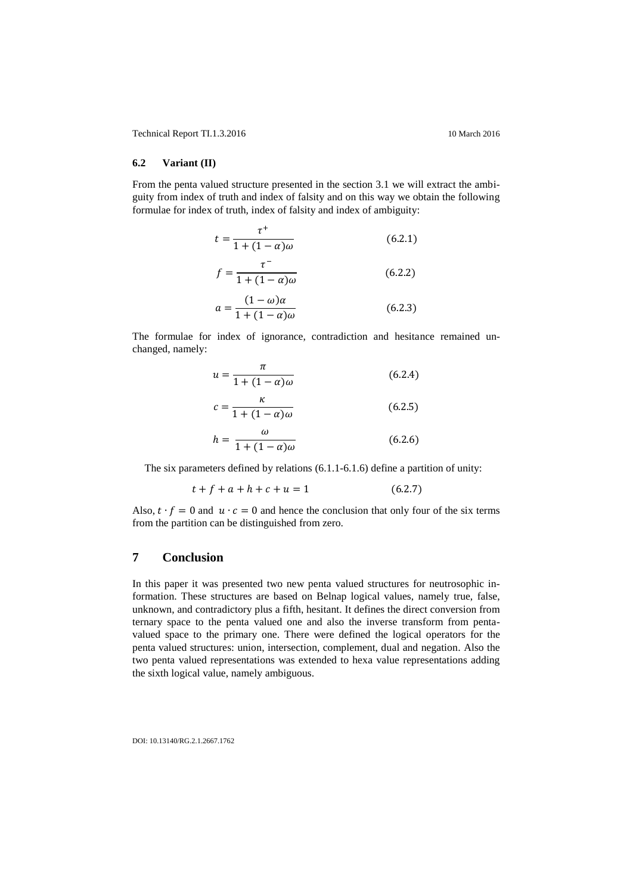### 6.2 Variant (II)

From the penta valued structure presented in the section 3.1 we will extract the ambiguity from index of truth and index of falsity and on this way we obtain the following formulae for index of truth, index of falsity and index of ambiguity:

$$t = \frac{\tau^{+}}{1 + (1 - \alpha)\omega} \qquad (6.2.1)$$

$$f = \frac{\tau^{-}}{1 + (1 - \alpha)\omega} \qquad (6.2.2)$$

$$a = \frac{(1 - \omega)\alpha}{1 + (1 - \alpha)\omega} \qquad (6.2.3)$$

The formulae for index of ignorance, contradiction and hesitance remained unchanged, namely:

$$u = \frac{\pi}{1 + (1 - \alpha)\omega} \qquad (6.2.4)$$

$$c = \frac{\kappa}{1 + (1 - \alpha)\omega} \qquad (6.2.5)$$

$$h = \frac{\omega}{1 + (1 - \alpha)\omega} \qquad (6.2.6)$$

The six parameters defined by relations (6.1.1-6.1.6) define a partition of unity:

$$t + f + a + h + c + u = 1 \qquad (6.2.7)$$

Also, $t \cdot f = 0$ and $u \cdot c = 0$ and hence the conclusion that only four of the six terms from the partition can be distinguished from zero.

## 7 Conclusion

In this paper it was presented two new penta valued structures for neutrosophic information. These structures are based on Belnap logical values, namely true, false, unknown, and contradictory plus a fifth, hesitant. It defines the direct conversion from ternary space to the penta valued one and also the inverse transform from penta-valued space to the primary one. There were defined the logical operators for the penta valued structures: union, intersection, complement, dual and negation. Also the two penta valued representations was extended to hexa value representations adding the sixth logical value, namely ambiguous.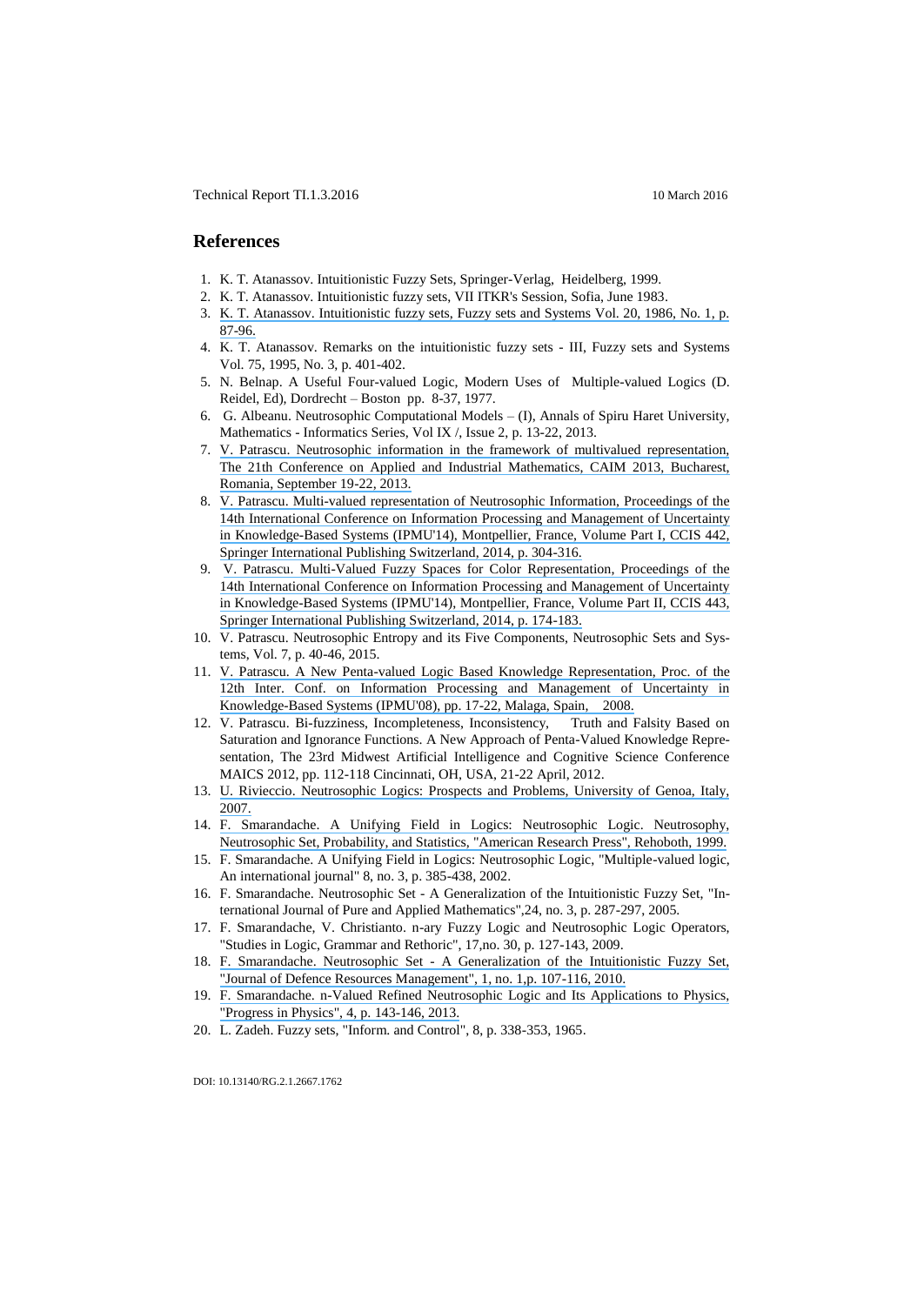## References

1. K. T. Atanassov. Intuitionistic Fuzzy Sets, Springer-Verlag, Heidelberg, 1999.
2. K. T. Atanassov. Intuitionistic fuzzy sets, VII ITKR's Session, Sofia, June 1983.
3. K. T. Atanassov. Intuitionistic fuzzy sets, Fuzzy sets and Systems Vol. 20, 1986, No. 1, p. 87-96.
4. K. T. Atanassov. Remarks on the intuitionistic fuzzy sets - III, Fuzzy sets and Systems Vol. 75, 1995, No. 3, p. 401-402.
5. N. Belnap. A Useful Four-valued Logic, Modern Uses of Multiple-valued Logics (D. Reidel, Ed), Dordrecht – Boston pp. 8-37, 1977.
6. G. Albeanu. Neutrosophic Computational Models – (I), Annals of Spiru Haret University, Mathematics - Informatics Series, Vol IX /, Issue 2, p. 13-22, 2013.
7. V. Patrascu. Neutrosophic information in the framework of multivalued representation, The 21th Conference on Applied and Industrial Mathematics, CAIM 2013, Bucharest, Romania, September 19-22, 2013.
8. V. Patrascu. Multi-valued representation of Neutrosophic Information, Proceedings of the 14th International Conference on Information Processing and Management of Uncertainty in Knowledge-Based Systems (IPMU'14), Montpellier, France, Volume Part I, CCIS 442, Springer International Publishing Switzerland, 2014, p. 304-316.
9. V. Patrascu. Multi-Valued Fuzzy Spaces for Color Representation, Proceedings of the 14th International Conference on Information Processing and Management of Uncertainty in Knowledge-Based Systems (IPMU'14), Montpellier, France, Volume Part II, CCIS 443, Springer International Publishing Switzerland, 2014, p. 174-183.
10. V. Patrascu. Neutrosophic Entropy and its Five Components, Neutrosophic Sets and Systems, Vol. 7, p. 40-46, 2015.
11. V. Patrascu. A New Penta-valued Logic Based Knowledge Representation, Proc. of the 12th Inter. Conf. on Information Processing and Management of Uncertainty in Knowledge-Based Systems (IPMU'08), pp. 17-22, Malaga, Spain, 2008.
12. V. Patrascu. Bi-fuzziness, Incompleteness, Inconsistency, Truth and Falsity Based on Saturation and Ignorance Functions. A New Approach of Penta-Valued Knowledge Representation, The 23rd Midwest Artificial Intelligence and Cognitive Science Conference MAICS 2012, pp. 112-118 Cincinnati, OH, USA, 21-22 April, 2012.
13. U. Rivieccio. Neutrosophic Logics: Prospects and Problems, University of Genoa, Italy, 2007.
14. F. Smarandache. A Unifying Field in Logics: Neutrosophic Logic. Neutrosophy, Neutrosophic Set, Probability, and Statistics, "American Research Press", Rehoboth, 1999.
15. F. Smarandache. A Unifying Field in Logics: Neutrosophic Logic, "Multiple-valued logic, An international journal" 8, no. 3, p. 385-438, 2002.
16. F. Smarandache. Neutrosophic Set - A Generalization of the Intuitionistic Fuzzy Set, "International Journal of Pure and Applied Mathematics",24, no. 3, p. 287-297, 2005.
17. F. Smarandache, V. Christianto. n-ary Fuzzy Logic and Neutrosophic Logic Operators, "Studies in Logic, Grammar and Rethoric", 17,no. 30, p. 127-143, 2009.
18. F. Smarandache. Neutrosophic Set - A Generalization of the Intuitionistic Fuzzy Set, "Journal of Defence Resources Management", 1, no. 1,p. 107-116, 2010.
19. F. Smarandache. n-Valued Refined Neutrosophic Logic and Its Applications to Physics, "Progress in Physics", 4, p. 143-146, 2013.
20. L. Zadeh. Fuzzy sets, "Inform. and Control", 8, p. 338-353, 1965.